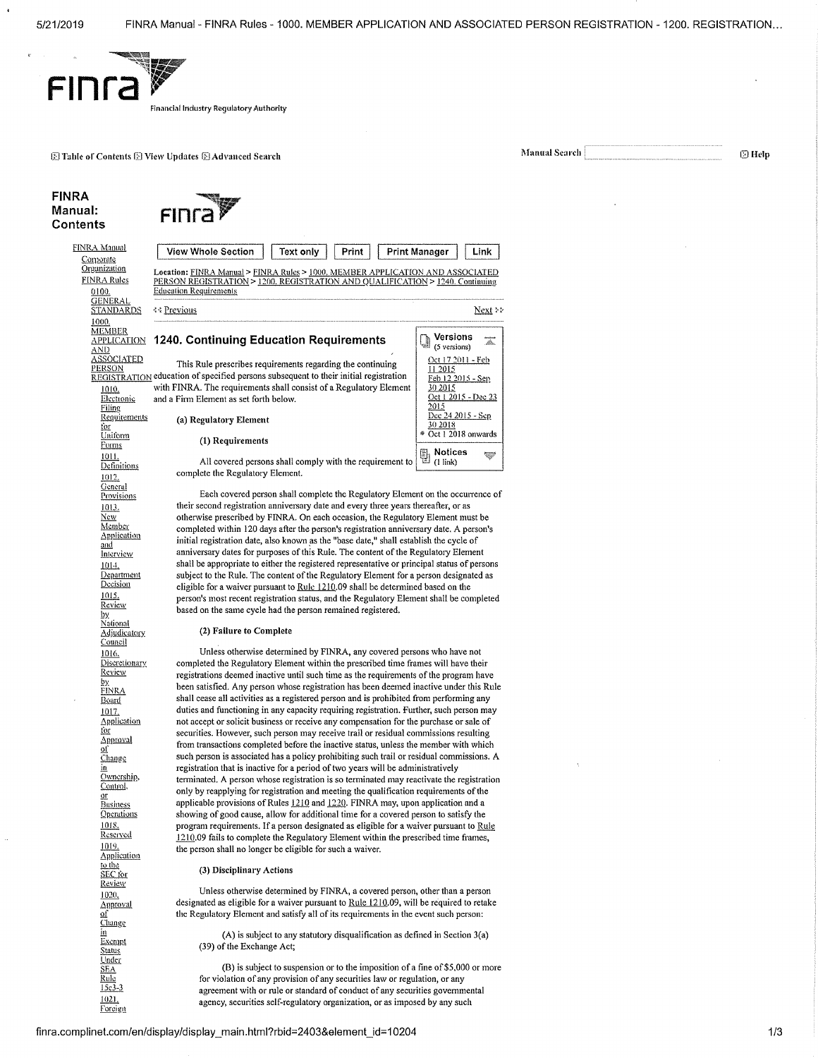# 1240. Continuing Education Requirements

This Rule prescribes requirements regarding the continuing education of specified persons subsequent to their initial registration with FINRA. The requirements shall consist of a Regulatory Element and a Firm Element as set forth below.

## (a) Regulatory Element

### (1) Requirements

All covered persons shall comply with the requirement to complete the Regulatory Element.

Each covered person shall complete the Regulatory Element on the occurrence of their second registration anniversary date and every three years thereafter, or as otherwise prescribed by FINRA. On each occasion, the Regulatory Element must be completed within 120 days after the person's registration anniversary date. A person's initial registration date, also known as the "base date," shall establish the cycle of anniversary dates for purposes of this Rule. The content of the Regulatory Element shall be appropriate to either the registered representative or principal status of persons subject to the Rule. The content of the Regulatory Element for a person designated as eligible for a waiver pursuant to Rule 1210.09 shall be determined based on the person's most recent registration status, and the Regulatory Element shall be completed based on the same cycle had the person remained registered.

### (2) Failure to Complete

Unless otherwise determined by FINRA, any covered persons who have not completed the Regulatory Element within the prescribed time frames will have their registrations deemed inactive until such time as the requirements of the program have been satisfied. Any person whose registration has been deemed inactive under this Rule shall cease all activities as a registered person and is prohibited from performing any duties and functioning in any capacity requiring registration. Further, such person may not accept or solicit business or receive any compensation for the purchase or sale of securities. However, such person may receive trail or residual commissions resulting from transactions completed before the inactive status, unless the member with which such person is associated has a policy prohibiting such trail or residual commissions. A registration that is inactive for a period of two years will be administratively terminated. A person whose registration is so terminated may reactivate the registration only by reapplying for registration and meeting the qualification requirements of the applicable provisions of Rules 1210 and 1220. FINRA may, upon application and a showing of good cause, allow for additional time for a covered person to satisfy the program requirements. If a person designated as eligible for a waiver pursuant to Rule 1210.09 fails to complete the Regulatory Element within the prescribed time frames, the person shall no longer be eligible for such a waiver.

### (3) Disciplinary Actions

Unless otherwise determined by FINRA, a covered person, other than a person designated as eligible for a waiver pursuant to Rule 1210.09, will be required to retake the Regulatory Element and satisfy all of its requirements in the event such person:

(A) is subject to any statutory disqualification as defined in Section 3(a)(39) of the Exchange Act;

(B) is subject to suspension or to the imposition of a fine of $5,000 or more for violation of any provision of any securities law or regulation, or any agreement with or rule or standard of conduct of any securities governmental agency, securities self-regulatory organization, or as imposed by any such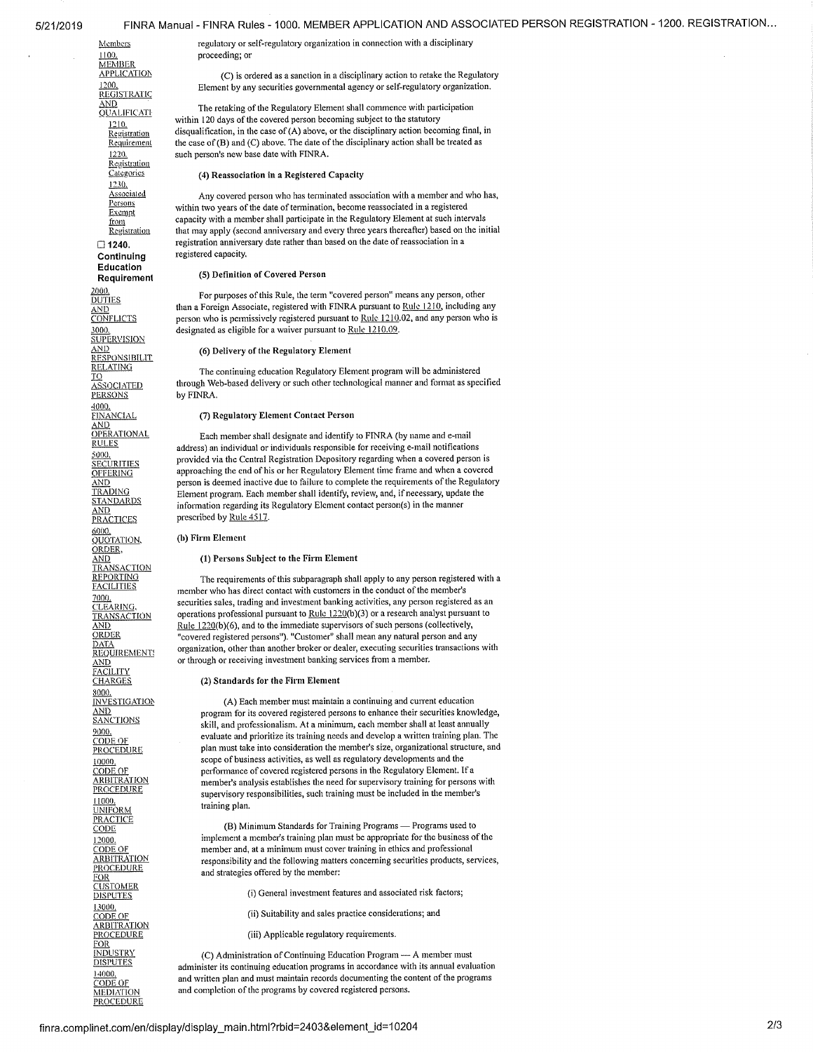regulatory or self-regulatory organization in connection with a disciplinary proceeding; or

(C) is ordered as a sanction in a disciplinary action to retake the Regulatory Element by any securities governmental agency or self-regulatory organization.

The retaking of the Regulatory Element shall commence with participation within 120 days of the covered person becoming subject to the statutory disqualification, in the case of (A) above, or the disciplinary action becoming final, in the case of (B) and (C) above. The date of the disciplinary action shall be treated as such person's new base date with FINRA.

**(4) Reassociation in a Registered Capacity**

Any covered person who has terminated association with a member and who has, within two years of the date of termination, become reassociated in a registered capacity with a member shall participate in the Regulatory Element at such intervals that may apply (second anniversary and every three years thereafter) based on the initial registration anniversary date rather than based on the date of reassociation in a registered capacity.

**(5) Definition of Covered Person**

For purposes of this Rule, the term "covered person" means any person, other than a Foreign Associate, registered with FINRA pursuant to Rule 1210, including any person who is permissively registered pursuant to Rule 1210.02, and any person who is designated as eligible for a waiver pursuant to Rule 1210.09.

**(6) Delivery of the Regulatory Element**

The continuing education Regulatory Element program will be administered through Web-based delivery or such other technological manner and format as specified by FINRA.

**(7) Regulatory Element Contact Person**

Each member shall designate and identify to FINRA (by name and e-mail address) an individual or individuals responsible for receiving e-mail notifications provided via the Central Registration Depository regarding when a covered person is approaching the end of his or her Regulatory Element time frame and when a covered person is deemed inactive due to failure to complete the requirements of the Regulatory Element program. Each member shall identify, review, and, if necessary, update the information regarding its Regulatory Element contact person(s) in the manner prescribed by Rule 4517.

**(b) Firm Element**

**(1) Persons Subject to the Firm Element**

The requirements of this subparagraph shall apply to any person registered with a member who has direct contact with customers in the conduct of the member's securities sales, trading and investment banking activities, any person registered as an operations professional pursuant to Rule 1220(b)(3) or a research analyst pursuant to Rule 1220(b)(6), and to the immediate supervisors of such persons (collectively, "covered registered persons"). "Customer" shall mean any natural person and any organization, other than another broker or dealer, executing securities transactions with or through or receiving investment banking services from a member.

**(2) Standards for the Firm Element**

(A) Each member must maintain a continuing and current education program for its covered registered persons to enhance their securities knowledge, skill, and professionalism. At a minimum, each member shall at least annually evaluate and prioritize its training needs and develop a written training plan. The plan must take into consideration the member's size, organizational structure, and scope of business activities, as well as regulatory developments and the performance of covered registered persons in the Regulatory Element. If a member's analysis establishes the need for supervisory training for persons with supervisory responsibilities, such training must be included in the member's training plan.

(B) Minimum Standards for Training Programs — Programs used to implement a member's training plan must be appropriate for the business of the member and, at a minimum must cover training in ethics and professional responsibility and the following matters concerning securities products, services, and strategies offered by the member:

(i) General investment features and associated risk factors;

(ii) Suitability and sales practice considerations; and

(iii) Applicable regulatory requirements.

(C) Administration of Continuing Education Program — A member must administer its continuing education programs in accordance with its annual evaluation and written plan and must maintain records documenting the content of the programs and completion of the programs by covered registered persons.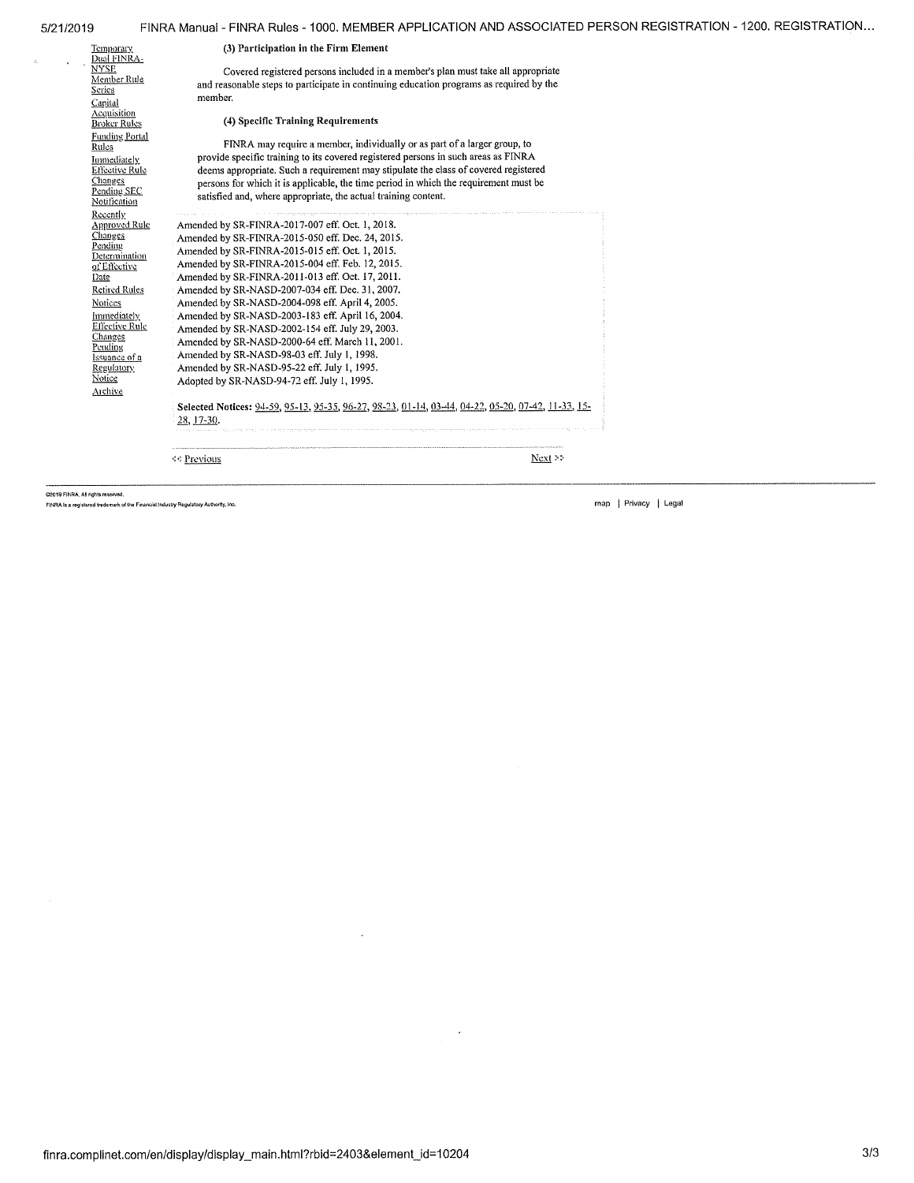Temporary Dual FINRA-NYSE Member Rule Series
Capital Acquisition Broker Rules
Funding Portal Rules
Immediately Effective Rule Changes Pending SEC Notification
Recently Approved Rule Changes Pending Determination of Effective Date
Retired Rules
Notices
Immediately Effective Rule Changes Pending Issuance of a Regulatory Notice
Archive

**(3) Participation in the Firm Element**

Covered registered persons included in a member's plan must take all appropriate and reasonable steps to participate in continuing education programs as required by the member.

**(4) Specific Training Requirements**

FINRA may require a member, individually or as part of a larger group, to provide specific training to its covered registered persons in such areas as FINRA deems appropriate. Such a requirement may stipulate the class of covered registered persons for which it is applicable, the time period in which the requirement must be satisfied and, where appropriate, the actual training content.

Amended by SR-FINRA-2017-007 eff. Oct. 1, 2018.
Amended by SR-FINRA-2015-050 eff. Dec. 24, 2015.
Amended by SR-FINRA-2015-015 eff. Oct. 1, 2015.
Amended by SR-FINRA-2015-004 eff. Feb. 12, 2015.
Amended by SR-FINRA-2011-013 eff. Oct. 17, 2011.
Amended by SR-NASD-2007-034 eff. Dec. 31, 2007.
Amended by SR-NASD-2004-098 eff. April 4, 2005.
Amended by SR-NASD-2003-183 eff. April 16, 2004.
Amended by SR-NASD-2002-154 eff. July 29, 2003.
Amended by SR-NASD-2000-64 eff. March 11, 2001.
Amended by SR-NASD-98-03 eff. July 1, 1998.
Amended by SR-NASD-95-22 eff. July 1, 1995.
Adopted by SR-NASD-94-72 eff. July 1, 1995.

**Selected Notices:** 94-59, 95-13, 95-35, 96-27, 98-23, 01-14, 03-44, 04-22, 05-20, 07-42, 11-33, 15-28, 17-30.

<< Previous　　Next >>

©2019 FINRA. All rights reserved.
FINRA is a registered trademark of the Financial Industry Regulatory Authority, Inc.

map | Privacy | Legal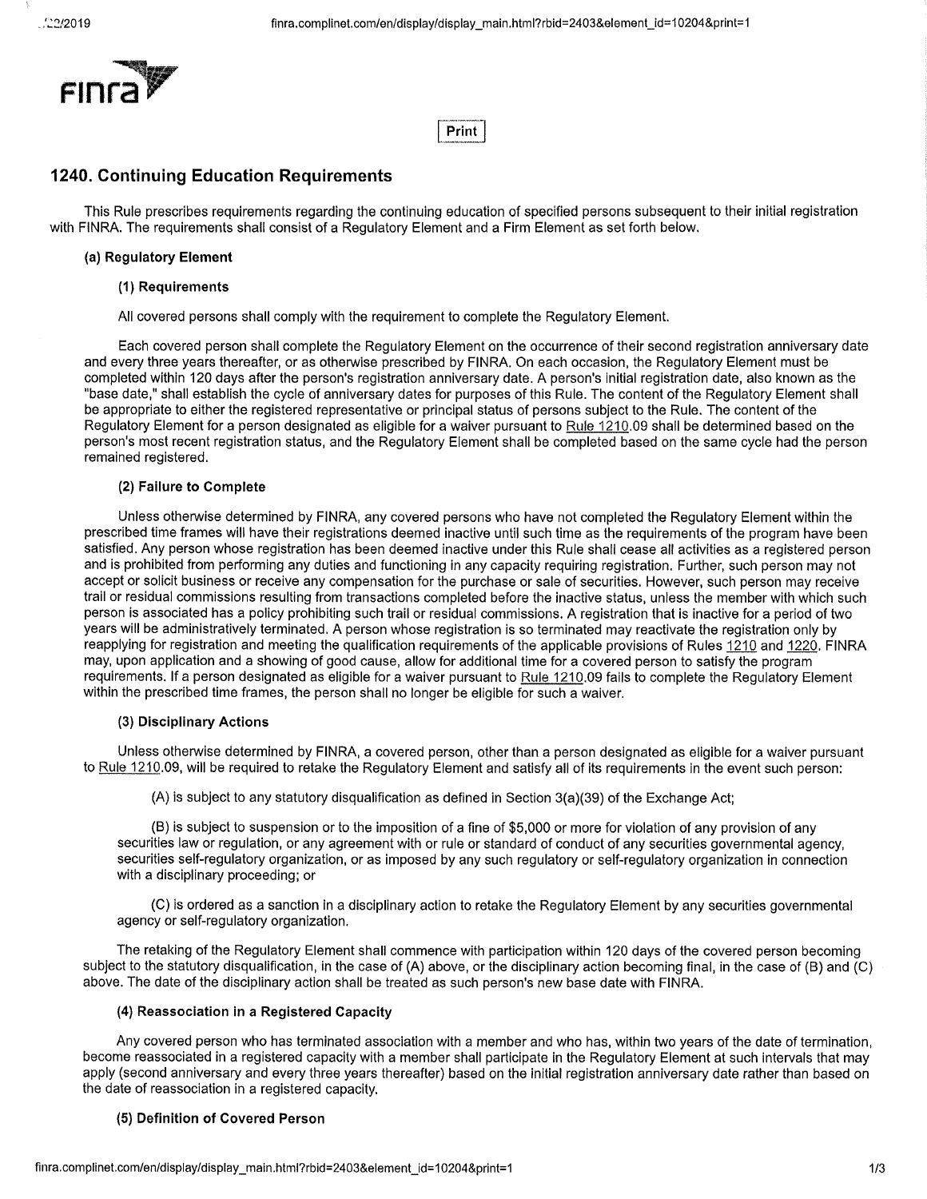# 1240. Continuing Education Requirements

This Rule prescribes requirements regarding the continuing education of specified persons subsequent to their initial registration with FINRA. The requirements shall consist of a Regulatory Element and a Firm Element as set forth below.

### (a) Regulatory Element

#### (1) Requirements

All covered persons shall comply with the requirement to complete the Regulatory Element.

Each covered person shall complete the Regulatory Element on the occurrence of their second registration anniversary date and every three years thereafter, or as otherwise prescribed by FINRA. On each occasion, the Regulatory Element must be completed within 120 days after the person's registration anniversary date. A person's initial registration date, also known as the "base date," shall establish the cycle of anniversary dates for purposes of this Rule. The content of the Regulatory Element shall be appropriate to either the registered representative or principal status of persons subject to the Rule. The content of the Regulatory Element for a person designated as eligible for a waiver pursuant to Rule 1210.09 shall be determined based on the person's most recent registration status, and the Regulatory Element shall be completed based on the same cycle had the person remained registered.

#### (2) Failure to Complete

Unless otherwise determined by FINRA, any covered persons who have not completed the Regulatory Element within the prescribed time frames will have their registrations deemed inactive until such time as the requirements of the program have been satisfied. Any person whose registration has been deemed inactive under this Rule shall cease all activities as a registered person and is prohibited from performing any duties and functioning in any capacity requiring registration. Further, such person may not accept or solicit business or receive any compensation for the purchase or sale of securities. However, such person may receive trail or residual commissions resulting from transactions completed before the inactive status, unless the member with which such person is associated has a policy prohibiting such trail or residual commissions. A registration that is inactive for a period of two years will be administratively terminated. A person whose registration is so terminated may reactivate the registration only by reapplying for registration and meeting the qualification requirements of the applicable provisions of Rules 1210 and 1220. FINRA may, upon application and a showing of good cause, allow for additional time for a covered person to satisfy the program requirements. If a person designated as eligible for a waiver pursuant to Rule 1210.09 fails to complete the Regulatory Element within the prescribed time frames, the person shall no longer be eligible for such a waiver.

#### (3) Disciplinary Actions

Unless otherwise determined by FINRA, a covered person, other than a person designated as eligible for a waiver pursuant to Rule 1210.09, will be required to retake the Regulatory Element and satisfy all of its requirements in the event such person:

(A) is subject to any statutory disqualification as defined in Section 3(a)(39) of the Exchange Act;

(B) is subject to suspension or to the imposition of a fine of $5,000 or more for violation of any provision of any securities law or regulation, or any agreement with or rule or standard of conduct of any securities governmental agency, securities self-regulatory organization, or as imposed by any such regulatory or self-regulatory organization in connection with a disciplinary proceeding; or

(C) is ordered as a sanction in a disciplinary action to retake the Regulatory Element by any securities governmental agency or self-regulatory organization.

The retaking of the Regulatory Element shall commence with participation within 120 days of the covered person becoming subject to the statutory disqualification, in the case of (A) above, or the disciplinary action becoming final, in the case of (B) and (C) above. The date of the disciplinary action shall be treated as such person's new base date with FINRA.

#### (4) Reassociation in a Registered Capacity

Any covered person who has terminated association with a member and who has, within two years of the date of termination, become reassociated in a registered capacity with a member shall participate in the Regulatory Element at such intervals that may apply (second anniversary and every three years thereafter) based on the initial registration anniversary date rather than based on the date of reassociation in a registered capacity.

#### (5) Definition of Covered Person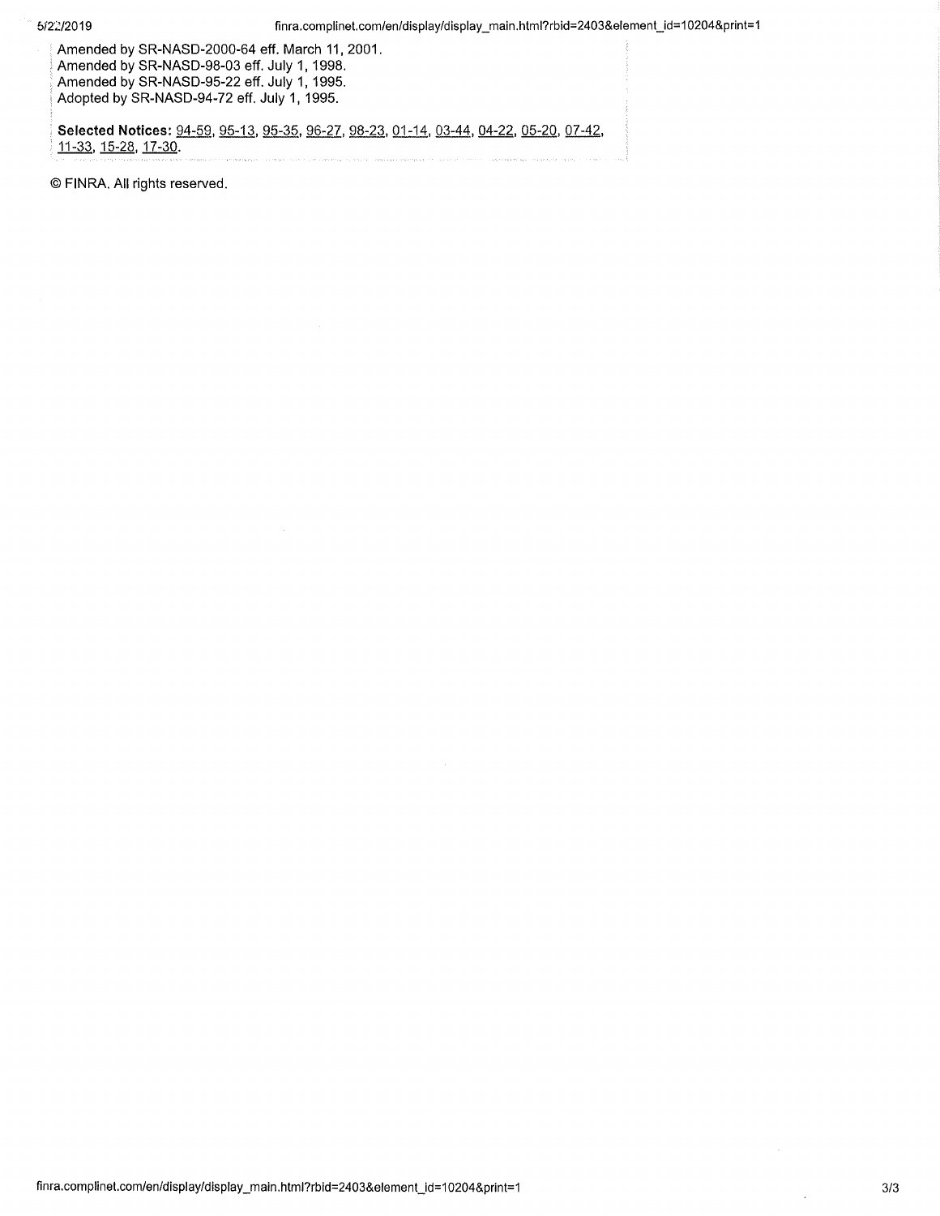Amended by SR-NASD-2000-64 eff. March 11, 2001.
Amended by SR-NASD-98-03 eff. July 1, 1998.
Amended by SR-NASD-95-22 eff. July 1, 1995.
Adopted by SR-NASD-94-72 eff. July 1, 1995.

**Selected Notices:** 94-59, 95-13, 95-35, 96-27, 98-23, 01-14, 03-44, 04-22, 05-20, 07-42, 11-33, 15-28, 17-30.

© FINRA. All rights reserved.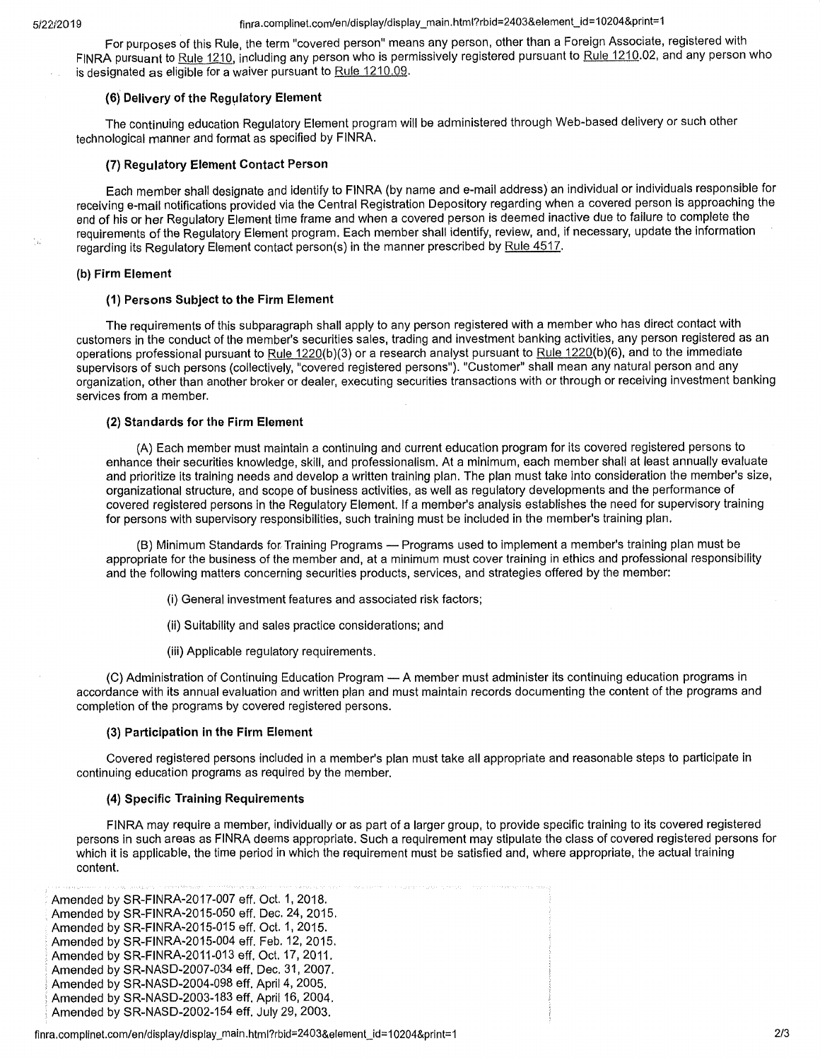For purposes of this Rule, the term "covered person" means any person, other than a Foreign Associate, registered with FINRA pursuant to Rule 1210, including any person who is permissively registered pursuant to Rule 1210.02, and any person who is designated as eligible for a waiver pursuant to Rule 1210.09.

#### (6) Delivery of the Regulatory Element

The continuing education Regulatory Element program will be administered through Web-based delivery or such other technological manner and format as specified by FINRA.

#### (7) Regulatory Element Contact Person

Each member shall designate and identify to FINRA (by name and e-mail address) an individual or individuals responsible for receiving e-mail notifications provided via the Central Registration Depository regarding when a covered person is approaching the end of his or her Regulatory Element time frame and when a covered person is deemed inactive due to failure to complete the requirements of the Regulatory Element program. Each member shall identify, review, and, if necessary, update the information regarding its Regulatory Element contact person(s) in the manner prescribed by Rule 4517.

### (b) Firm Element

#### (1) Persons Subject to the Firm Element

The requirements of this subparagraph shall apply to any person registered with a member who has direct contact with customers in the conduct of the member's securities sales, trading and investment banking activities, any person registered as an operations professional pursuant to Rule 1220(b)(3) or a research analyst pursuant to Rule 1220(b)(6), and to the immediate supervisors of such persons (collectively, "covered registered persons"). "Customer" shall mean any natural person and any organization, other than another broker or dealer, executing securities transactions with or through or receiving investment banking services from a member.

#### (2) Standards for the Firm Element

(A) Each member must maintain a continuing and current education program for its covered registered persons to enhance their securities knowledge, skill, and professionalism. At a minimum, each member shall at least annually evaluate and prioritize its training needs and develop a written training plan. The plan must take into consideration the member's size, organizational structure, and scope of business activities, as well as regulatory developments and the performance of covered registered persons in the Regulatory Element. If a member's analysis establishes the need for supervisory training for persons with supervisory responsibilities, such training must be included in the member's training plan.

(B) Minimum Standards for Training Programs — Programs used to implement a member's training plan must be appropriate for the business of the member and, at a minimum must cover training in ethics and professional responsibility and the following matters concerning securities products, services, and strategies offered by the member:

(i) General investment features and associated risk factors;

(ii) Suitability and sales practice considerations; and

(iii) Applicable regulatory requirements.

(C) Administration of Continuing Education Program — A member must administer its continuing education programs in accordance with its annual evaluation and written plan and must maintain records documenting the content of the programs and completion of the programs by covered registered persons.

#### (3) Participation in the Firm Element

Covered registered persons included in a member's plan must take all appropriate and reasonable steps to participate in continuing education programs as required by the member.

#### (4) Specific Training Requirements

FINRA may require a member, individually or as part of a larger group, to provide specific training to its covered registered persons in such areas as FINRA deems appropriate. Such a requirement may stipulate the class of covered registered persons for which it is applicable, the time period in which the requirement must be satisfied and, where appropriate, the actual training content.

Amended by SR-FINRA-2017-007 eff. Oct. 1, 2018.
Amended by SR-FINRA-2015-050 eff. Dec. 24, 2015.
Amended by SR-FINRA-2015-015 eff. Oct. 1, 2015.
Amended by SR-FINRA-2015-004 eff. Feb. 12, 2015.
Amended by SR-FINRA-2011-013 eff. Oct. 17, 2011.
Amended by SR-NASD-2007-034 eff. Dec. 31, 2007.
Amended by SR-NASD-2004-098 eff. April 4, 2005.
Amended by SR-NASD-2003-183 eff. April 16, 2004.
Amended by SR-NASD-2002-154 eff. July 29, 2003.